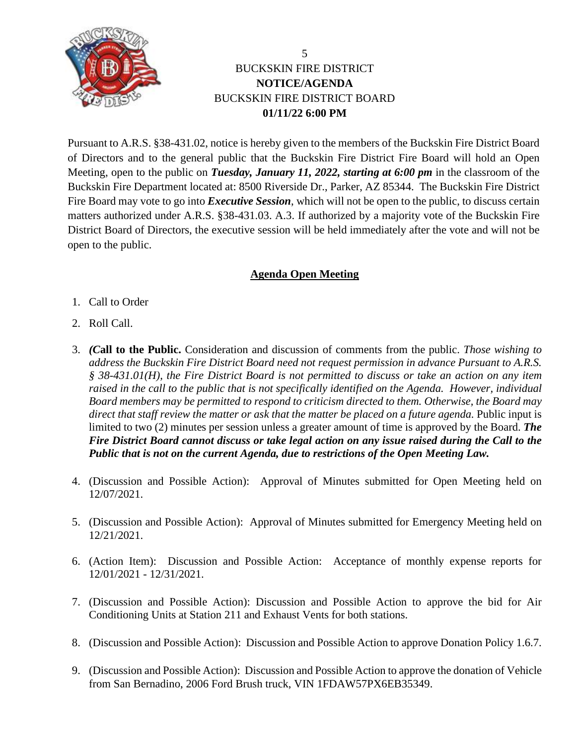# BUCKSKIN FIRE DISTRICT
## NOTICE/AGENDA
## BUCKSKIN FIRE DISTRICT BOARD
## 01/11/22 6:00 PM

Pursuant to A.R.S. §38-431.02, notice is hereby given to the members of the Buckskin Fire District Board of Directors and to the general public that the Buckskin Fire District Fire Board will hold an Open Meeting, open to the public on ***Tuesday, January 11, 2022, starting at 6:00 pm*** in the classroom of the Buckskin Fire Department located at: 8500 Riverside Dr., Parker, AZ 85344. The Buckskin Fire District Fire Board may vote to go into ***Executive Session***, which will not be open to the public, to discuss certain matters authorized under A.R.S. §38-431.03. A.3. If authorized by a majority vote of the Buckskin Fire District Board of Directors, the executive session will be held immediately after the vote and will not be open to the public.

**Agenda Open Meeting**

1. Call to Order
2. Roll Call.
3. ***(C*all to the Public.** Consideration and discussion of comments from the public. *Those wishing to address the Buckskin Fire District Board need not request permission in advance Pursuant to A.R.S. § 38-431.01(H), the Fire District Board is not permitted to discuss or take an action on any item raised in the call to the public that is not specifically identified on the Agenda. However, individual Board members may be permitted to respond to criticism directed to them. Otherwise, the Board may direct that staff review the matter or ask that the matter be placed on a future agenda.* Public input is limited to two (2) minutes per session unless a greater amount of time is approved by the Board. ***The Fire District Board cannot discuss or take legal action on any issue raised during the Call to the Public that is not on the current Agenda, due to restrictions of the Open Meeting Law.***
4. (Discussion and Possible Action): Approval of Minutes submitted for Open Meeting held on 12/07/2021.
5. (Discussion and Possible Action): Approval of Minutes submitted for Emergency Meeting held on 12/21/2021.
6. (Action Item): Discussion and Possible Action: Acceptance of monthly expense reports for 12/01/2021 - 12/31/2021.
7. (Discussion and Possible Action): Discussion and Possible Action to approve the bid for Air Conditioning Units at Station 211 and Exhaust Vents for both stations.
8. (Discussion and Possible Action): Discussion and Possible Action to approve Donation Policy 1.6.7.
9. (Discussion and Possible Action): Discussion and Possible Action to approve the donation of Vehicle from San Bernadino, 2006 Ford Brush truck, VIN 1FDAW57PX6EB35349.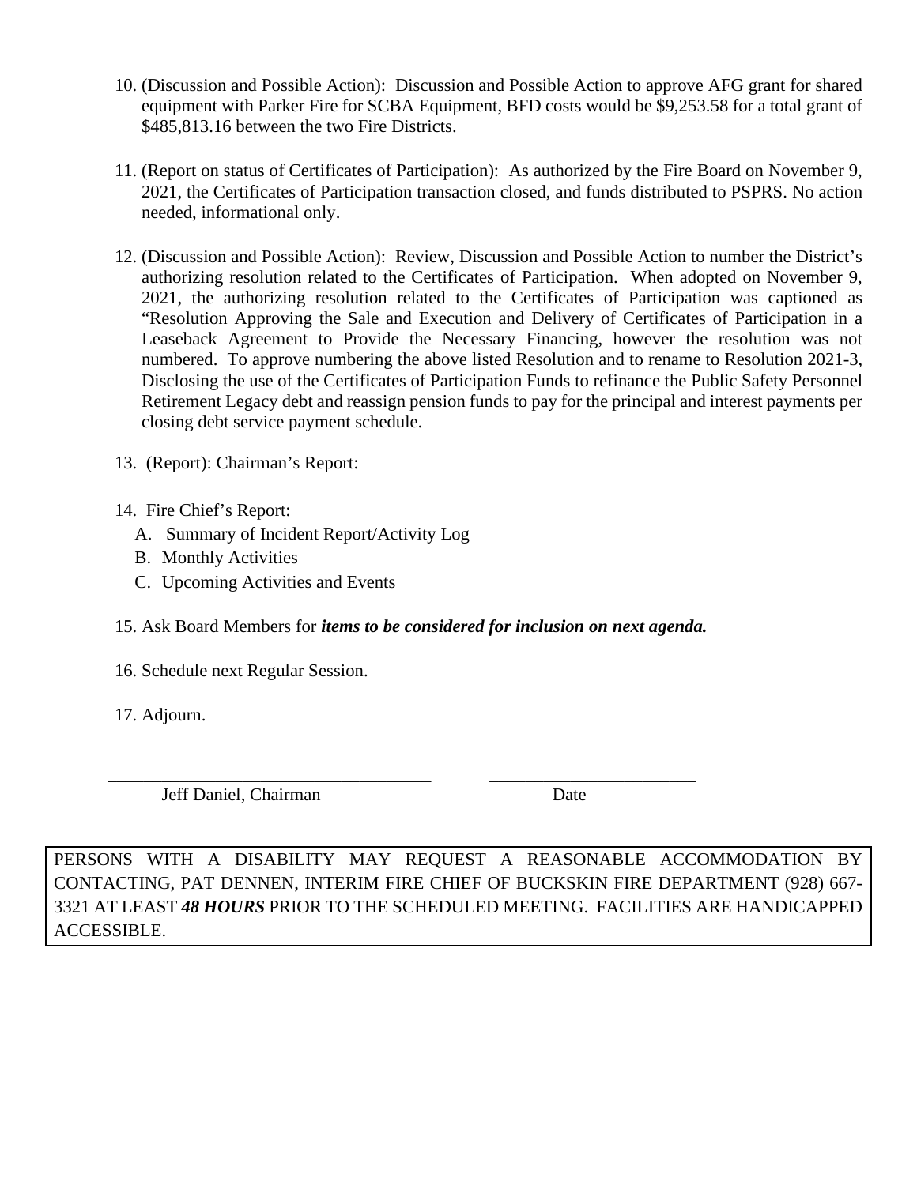10. (Discussion and Possible Action): Discussion and Possible Action to approve AFG grant for shared equipment with Parker Fire for SCBA Equipment, BFD costs would be $9,253.58 for a total grant of $485,813.16 between the two Fire Districts.

11. (Report on status of Certificates of Participation): As authorized by the Fire Board on November 9, 2021, the Certificates of Participation transaction closed, and funds distributed to PSPRS. No action needed, informational only.

12. (Discussion and Possible Action): Review, Discussion and Possible Action to number the District's authorizing resolution related to the Certificates of Participation. When adopted on November 9, 2021, the authorizing resolution related to the Certificates of Participation was captioned as "Resolution Approving the Sale and Execution and Delivery of Certificates of Participation in a Leaseback Agreement to Provide the Necessary Financing, however the resolution was not numbered. To approve numbering the above listed Resolution and to rename to Resolution 2021-3, Disclosing the use of the Certificates of Participation Funds to refinance the Public Safety Personnel Retirement Legacy debt and reassign pension funds to pay for the principal and interest payments per closing debt service payment schedule.

13. (Report): Chairman's Report:

14. Fire Chief's Report:
    A. Summary of Incident Report/Activity Log
    B. Monthly Activities
    C. Upcoming Activities and Events

15. Ask Board Members for ***items to be considered for inclusion on next agenda.***

16. Schedule next Regular Session.

17. Adjourn.

_________________________________________ __________________________

Jeff Daniel, Chairman Date

PERSONS WITH A DISABILITY MAY REQUEST A REASONABLE ACCOMMODATION BY CONTACTING, PAT DENNEN, INTERIM FIRE CHIEF OF BUCKSKIN FIRE DEPARTMENT (928) 667-3321 AT LEAST ***48 HOURS*** PRIOR TO THE SCHEDULED MEETING. FACILITIES ARE HANDICAPPED ACCESSIBLE.